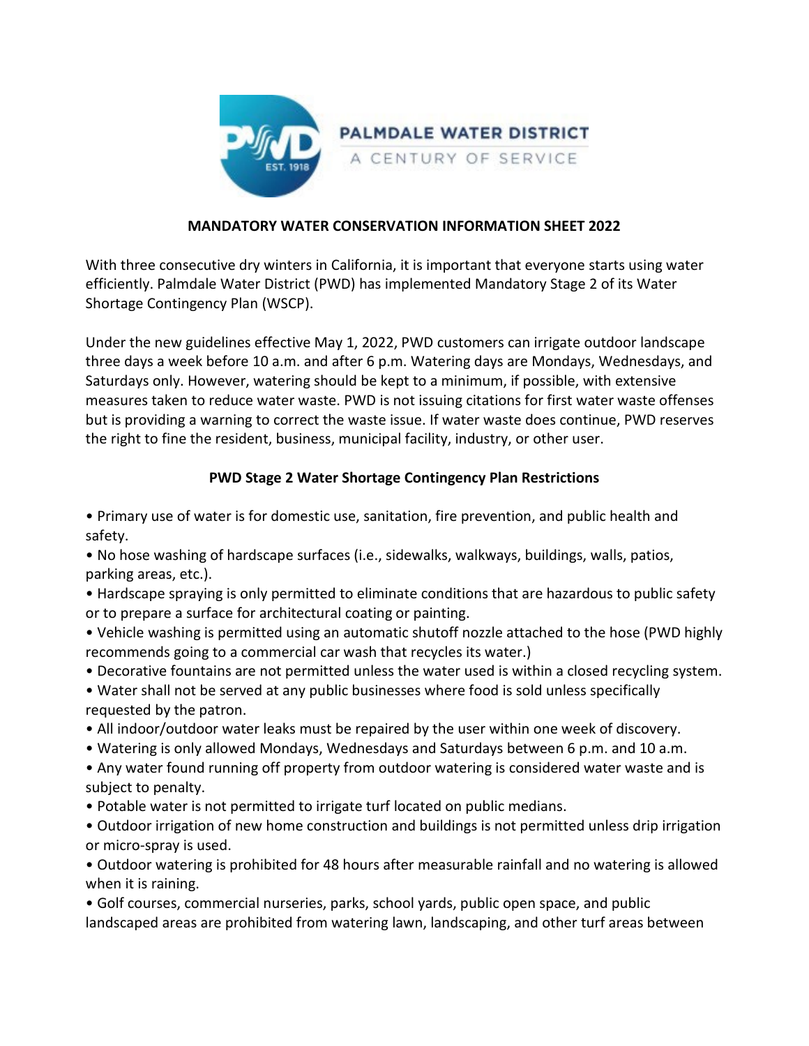PALMDALE WATER DISTRICT

A CENTURY OF SERVICE

## MANDATORY WATER CONSERVATION INFORMATION SHEET 2022

With three consecutive dry winters in California, it is important that everyone starts using water efficiently. Palmdale Water District (PWD) has implemented Mandatory Stage 2 of its Water Shortage Contingency Plan (WSCP).

Under the new guidelines effective May 1, 2022, PWD customers can irrigate outdoor landscape three days a week before 10 a.m. and after 6 p.m. Watering days are Mondays, Wednesdays, and Saturdays only. However, watering should be kept to a minimum, if possible, with extensive measures taken to reduce water waste. PWD is not issuing citations for first water waste offenses but is providing a warning to correct the waste issue. If water waste does continue, PWD reserves the right to fine the resident, business, municipal facility, industry, or other user.

### PWD Stage 2 Water Shortage Contingency Plan Restrictions

- Primary use of water is for domestic use, sanitation, fire prevention, and public health and safety.
- No hose washing of hardscape surfaces (i.e., sidewalks, walkways, buildings, walls, patios, parking areas, etc.).
- Hardscape spraying is only permitted to eliminate conditions that are hazardous to public safety or to prepare a surface for architectural coating or painting.
- Vehicle washing is permitted using an automatic shutoff nozzle attached to the hose (PWD highly recommends going to a commercial car wash that recycles its water.)
- Decorative fountains are not permitted unless the water used is within a closed recycling system.
- Water shall not be served at any public businesses where food is sold unless specifically requested by the patron.
- All indoor/outdoor water leaks must be repaired by the user within one week of discovery.
- Watering is only allowed Mondays, Wednesdays and Saturdays between 6 p.m. and 10 a.m.
- Any water found running off property from outdoor watering is considered water waste and is subject to penalty.
- Potable water is not permitted to irrigate turf located on public medians.
- Outdoor irrigation of new home construction and buildings is not permitted unless drip irrigation or micro-spray is used.
- Outdoor watering is prohibited for 48 hours after measurable rainfall and no watering is allowed when it is raining.
- Golf courses, commercial nurseries, parks, school yards, public open space, and public landscaped areas are prohibited from watering lawn, landscaping, and other turf areas between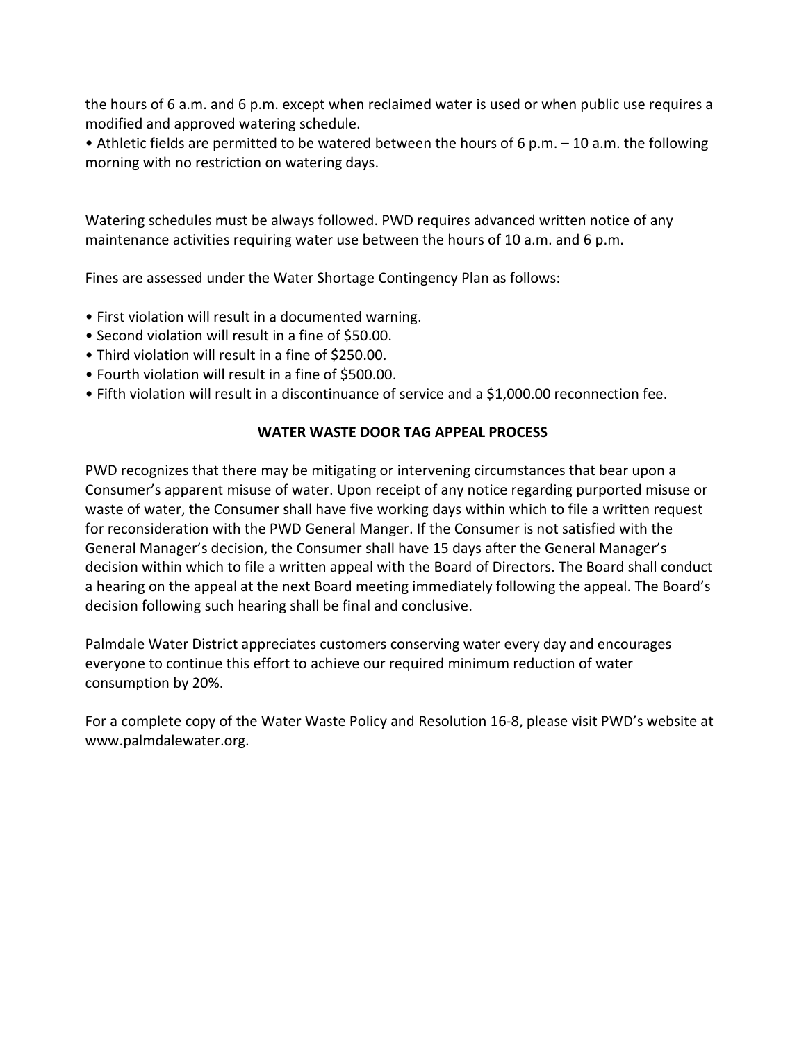the hours of 6 a.m. and 6 p.m. except when reclaimed water is used or when public use requires a modified and approved watering schedule.

• Athletic fields are permitted to be watered between the hours of 6 p.m. – 10 a.m. the following morning with no restriction on watering days.

Watering schedules must be always followed. PWD requires advanced written notice of any maintenance activities requiring water use between the hours of 10 a.m. and 6 p.m.

Fines are assessed under the Water Shortage Contingency Plan as follows:

- First violation will result in a documented warning.
- Second violation will result in a fine of $50.00.
- Third violation will result in a fine of $250.00.
- Fourth violation will result in a fine of $500.00.
- Fifth violation will result in a discontinuance of service and a $1,000.00 reconnection fee.

**WATER WASTE DOOR TAG APPEAL PROCESS**

PWD recognizes that there may be mitigating or intervening circumstances that bear upon a Consumer's apparent misuse of water. Upon receipt of any notice regarding purported misuse or waste of water, the Consumer shall have five working days within which to file a written request for reconsideration with the PWD General Manger. If the Consumer is not satisfied with the General Manager's decision, the Consumer shall have 15 days after the General Manager's decision within which to file a written appeal with the Board of Directors. The Board shall conduct a hearing on the appeal at the next Board meeting immediately following the appeal. The Board's decision following such hearing shall be final and conclusive.

Palmdale Water District appreciates customers conserving water every day and encourages everyone to continue this effort to achieve our required minimum reduction of water consumption by 20%.

For a complete copy of the Water Waste Policy and Resolution 16-8, please visit PWD's website at www.palmdalewater.org.